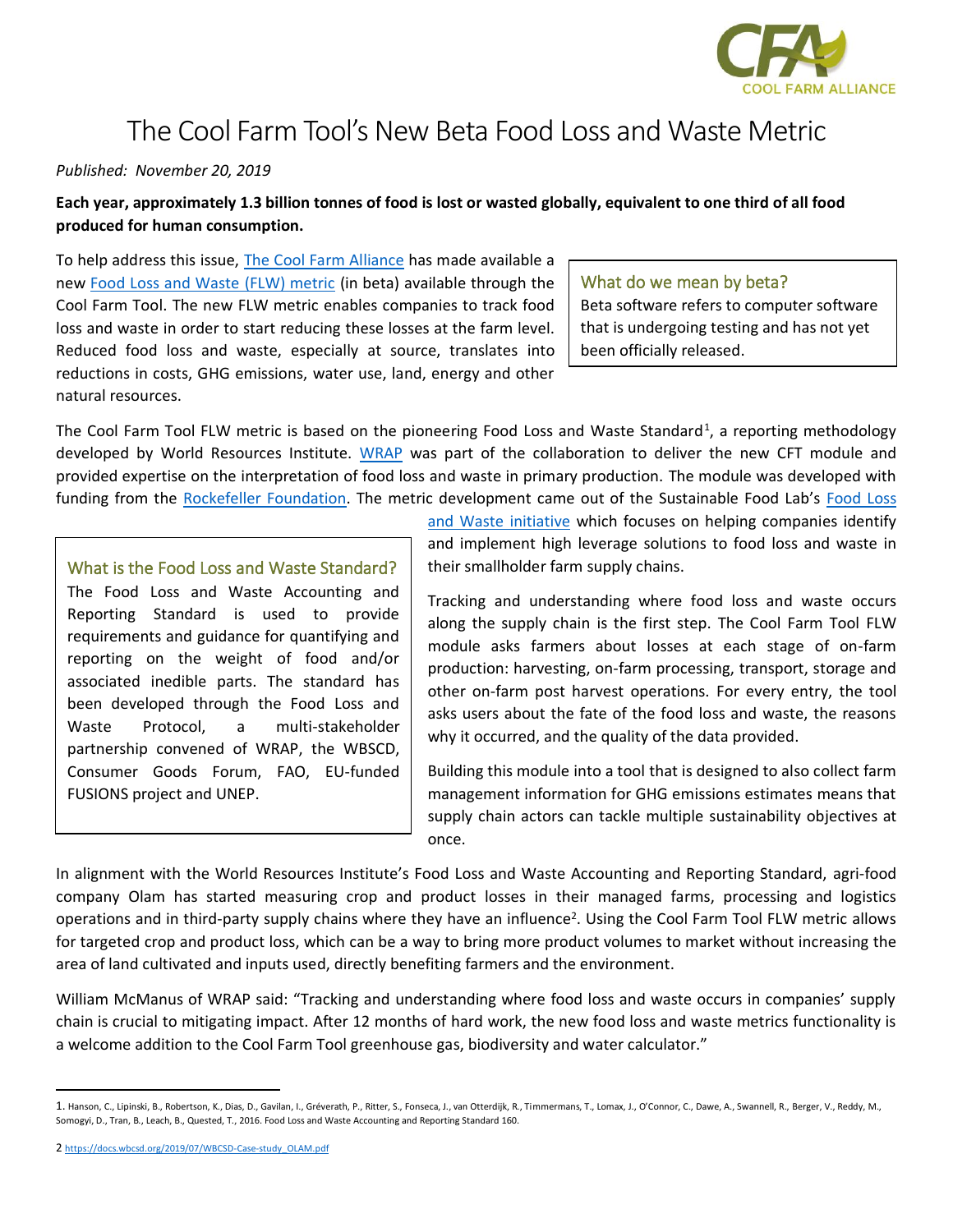# The Cool Farm Tool's New Beta Food Loss and Waste Metric

*Published: November 20, 2019*

**Each year, approximately 1.3 billion tonnes of food is lost or wasted globally, equivalent to one third of all food produced for human consumption.**

To help address this issue, The Cool Farm Alliance has made available a new Food Loss and Waste (FLW) metric (in beta) available through the Cool Farm Tool. The new FLW metric enables companies to track food loss and waste in order to start reducing these losses at the farm level. Reduced food loss and waste, especially at source, translates into reductions in costs, GHG emissions, water use, land, energy and other natural resources.

> ### What do we mean by beta?
> Beta software refers to computer software that is undergoing testing and has not yet been officially released.

The Cool Farm Tool FLW metric is based on the pioneering Food Loss and Waste Standard[1], a reporting methodology developed by World Resources Institute. WRAP was part of the collaboration to deliver the new CFT module and provided expertise on the interpretation of food loss and waste in primary production. The module was developed with funding from the Rockefeller Foundation. The metric development came out of the Sustainable Food Lab's Food Loss and Waste initiative which focuses on helping companies identify and implement high leverage solutions to food loss and waste in their smallholder farm supply chains.

> ### What is the Food Loss and Waste Standard?
> The Food Loss and Waste Accounting and Reporting Standard is used to provide requirements and guidance for quantifying and reporting on the weight of food and/or associated inedible parts. The standard has been developed through the Food Loss and Waste Protocol, a multi-stakeholder partnership convened of WRAP, the WBSCD, Consumer Goods Forum, FAO, EU-funded FUSIONS project and UNEP.

Tracking and understanding where food loss and waste occurs along the supply chain is the first step. The Cool Farm Tool FLW module asks farmers about losses at each stage of on-farm production: harvesting, on-farm processing, transport, storage and other on-farm post harvest operations. For every entry, the tool asks users about the fate of the food loss and waste, the reasons why it occurred, and the quality of the data provided.

Building this module into a tool that is designed to also collect farm management information for GHG emissions estimates means that supply chain actors can tackle multiple sustainability objectives at once.

In alignment with the World Resources Institute's Food Loss and Waste Accounting and Reporting Standard, agri-food company Olam has started measuring crop and product losses in their managed farms, processing and logistics operations and in third-party supply chains where they have an influence[2]. Using the Cool Farm Tool FLW metric allows for targeted crop and product loss, which can be a way to bring more product volumes to market without increasing the area of land cultivated and inputs used, directly benefiting farmers and the environment.

William McManus of WRAP said: "Tracking and understanding where food loss and waste occurs in companies' supply chain is crucial to mitigating impact. After 12 months of hard work, the new food loss and waste metrics functionality is a welcome addition to the Cool Farm Tool greenhouse gas, biodiversity and water calculator."

---

1. Hanson, C., Lipinski, B., Robertson, K., Dias, D., Gavilan, I., Gréverath, P., Ritter, S., Fonseca, J., van Otterdijk, R., Timmermans, T., Lomax, J., O'Connor, C., Dawe, A., Swannell, R., Berger, V., Reddy, M., Somogyi, D., Tran, B., Leach, B., Quested, T., 2016. Food Loss and Waste Accounting and Reporting Standard 160.

2 https://docs.wbcsd.org/2019/07/WBCSD-Case-study_OLAM.pdf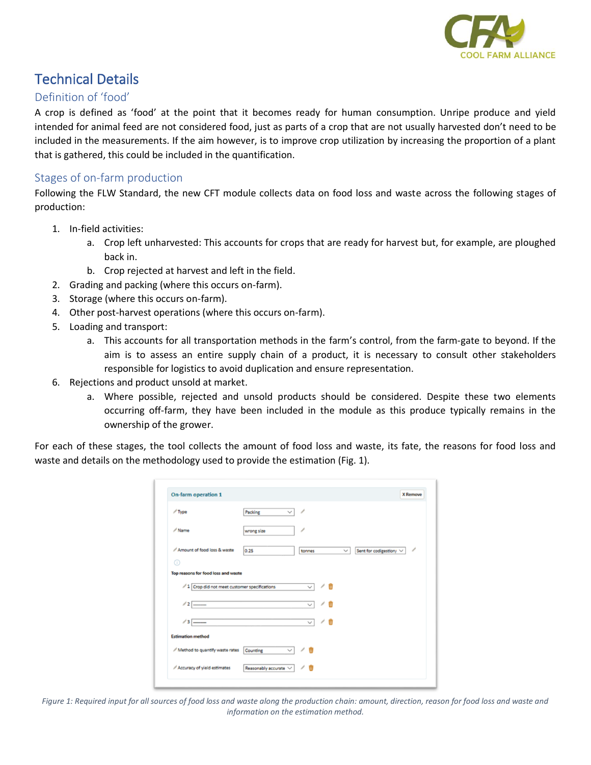# Technical Details

## Definition of 'food'

A crop is defined as 'food' at the point that it becomes ready for human consumption. Unripe produce and yield intended for animal feed are not considered food, just as parts of a crop that are not usually harvested don't need to be included in the measurements. If the aim however, is to improve crop utilization by increasing the proportion of a plant that is gathered, this could be included in the quantification.

## Stages of on-farm production

Following the FLW Standard, the new CFT module collects data on food loss and waste across the following stages of production:

1. In-field activities:
   a. Crop left unharvested: This accounts for crops that are ready for harvest but, for example, are ploughed back in.
   b. Crop rejected at harvest and left in the field.
2. Grading and packing (where this occurs on-farm).
3. Storage (where this occurs on-farm).
4. Other post-harvest operations (where this occurs on-farm).
5. Loading and transport:
   a. This accounts for all transportation methods in the farm's control, from the farm-gate to beyond. If the aim is to assess an entire supply chain of a product, it is necessary to consult other stakeholders responsible for logistics to avoid duplication and ensure representation.
6. Rejections and product unsold at market.
   a. Where possible, rejected and unsold products should be considered. Despite these two elements occurring off-farm, they have been included in the module as this produce typically remains in the ownership of the grower.

For each of these stages, the tool collects the amount of food loss and waste, its fate, the reasons for food loss and waste and details on the methodology used to provide the estimation (Fig. 1).

*Figure 1: Required input for all sources of food loss and waste along the production chain: amount, direction, reason for food loss and waste and information on the estimation method.*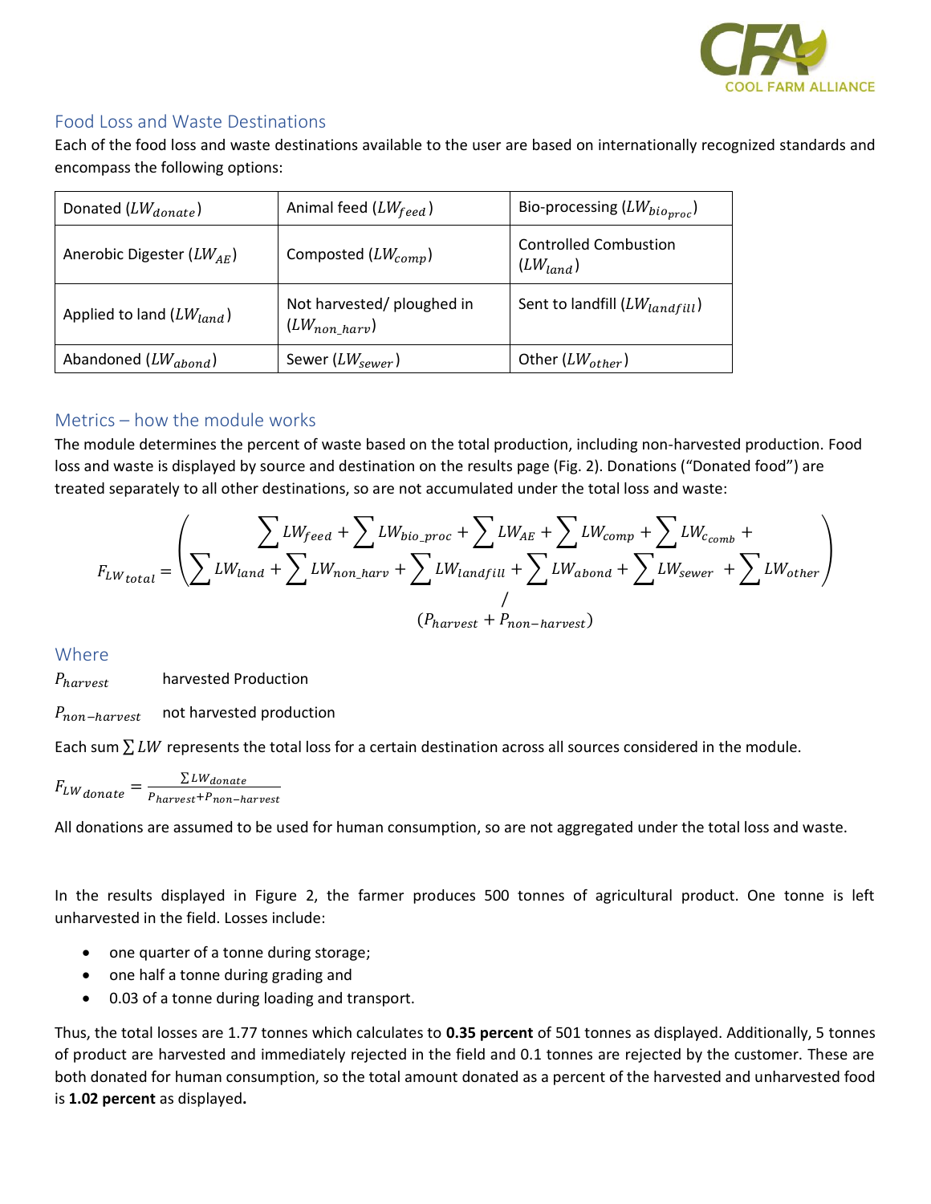## Food Loss and Waste Destinations

Each of the food loss and waste destinations available to the user are based on internationally recognized standards and encompass the following options:

| Donated ($LW_{donate}$) | Animal feed ($LW_{feed}$) | Bio-processing ($LW_{bio_{proc}}$) |
|---|---|---|
| Anerobic Digester ($LW_{AE}$) | Composted ($LW_{comp}$) | Controlled Combustion ($LW_{land}$) |
| Applied to land ($LW_{land}$) | Not harvested/ ploughed in ($LW_{non\_harv}$) | Sent to landfill ($LW_{landfill}$) |
| Abandoned ($LW_{abond}$) | Sewer ($LW_{sewer}$) | Other ($LW_{other}$) |

## Metrics – how the module works

The module determines the percent of waste based on the total production, including non-harvested production. Food loss and waste is displayed by source and destination on the results page (Fig. 2). Donations ("Donated food") are treated separately to all other destinations, so are not accumulated under the total loss and waste:

$$F_{LW_{total}} = \left( \begin{array}{c} \sum LW_{feed} + \sum LW_{bio\_proc} + \sum LW_{AE} + \sum LW_{comp} + \sum LW_{c_{comb}} + \\ \sum LW_{land} + \sum LW_{non\_harv} + \sum LW_{landfill} + \sum LW_{abond} + \sum LW_{sewer} + \sum LW_{other} \\ / \\ (P_{harvest} + P_{non-harvest}) \end{array} \right)$$

## Where

$P_{harvest}$ harvested Production

$P_{non-harvest}$ not harvested production

Each sum $\sum LW$ represents the total loss for a certain destination across all sources considered in the module.

$$F_{LW_{donate}} = \frac{\sum LW_{donate}}{P_{harvest} + P_{non-harvest}}$$

All donations are assumed to be used for human consumption, so are not aggregated under the total loss and waste.

In the results displayed in Figure 2, the farmer produces 500 tonnes of agricultural product. One tonne is left unharvested in the field. Losses include:

- one quarter of a tonne during storage;
- one half a tonne during grading and
- 0.03 of a tonne during loading and transport.

Thus, the total losses are 1.77 tonnes which calculates to **0.35 percent** of 501 tonnes as displayed. Additionally, 5 tonnes of product are harvested and immediately rejected in the field and 0.1 tonnes are rejected by the customer. These are both donated for human consumption, so the total amount donated as a percent of the harvested and unharvested food is **1.02 percent** as displayed**.**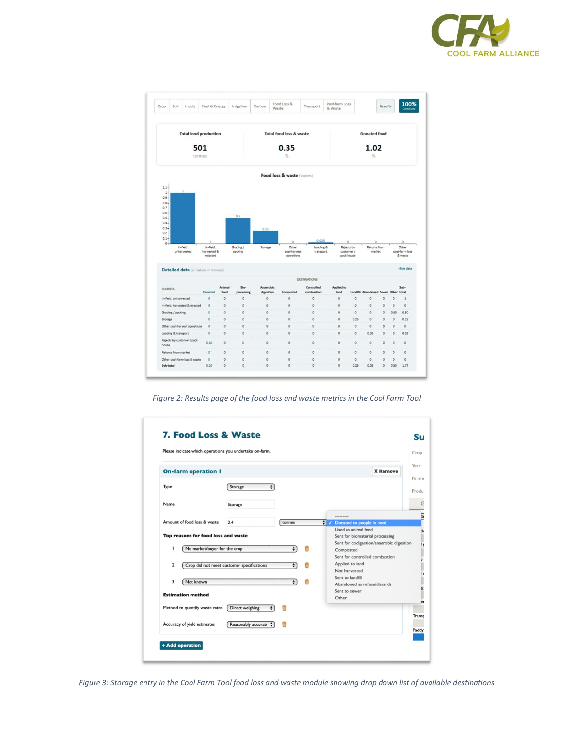Figure 2: Results page of the food loss and waste metrics in the Cool Farm Tool

Figure 3: Storage entry in the Cool Farm Tool food loss and waste module showing drop down list of available destinations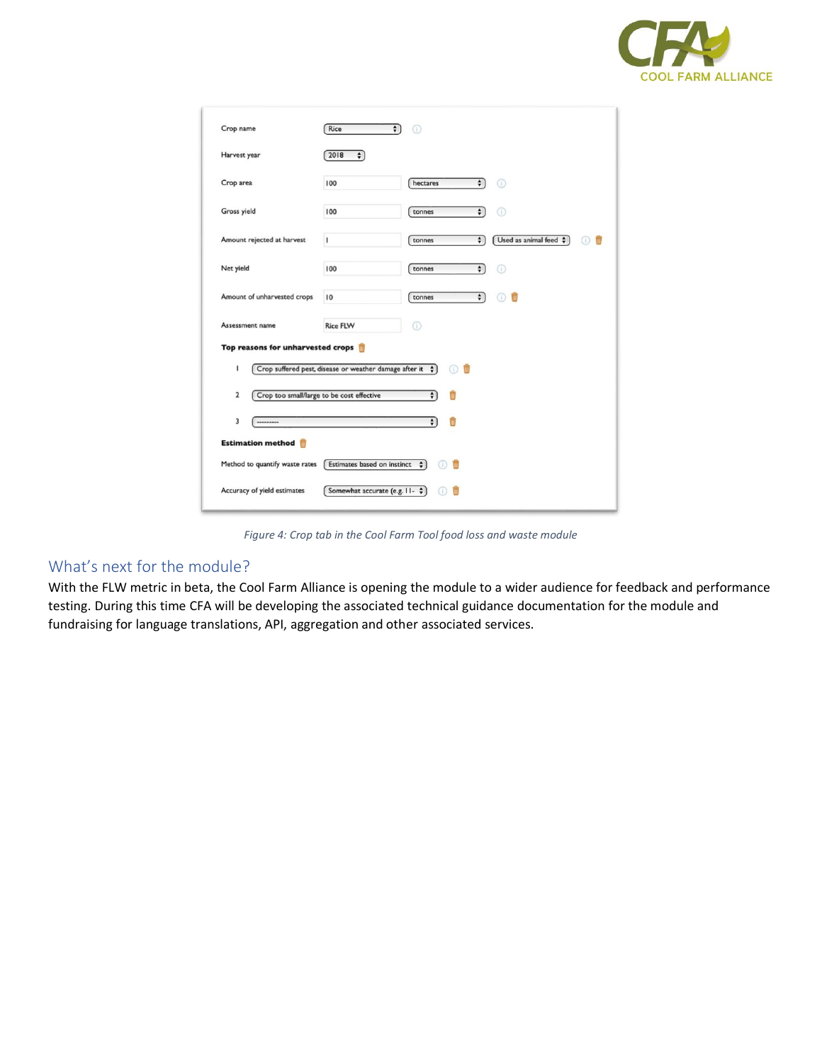Crop name: Rice

Harvest year: 2018

Crop area: 100 hectares

Gross yield: 100 tonnes

Amount rejected at harvest: 1 tonnes Used as animal feed

Net yield: 100 tonnes

Amount of unharvested crops: 10 tonnes

Assessment name: Rice FLW

**Top reasons for unharvested crops**

1. Crop suffered pest, disease or weather damage after it
2. Crop too small/large to be cost effective
3. ---------

**Estimation method**

Method to quantify waste rates: Estimates based on instinct

Accuracy of yield estimates: Somewhat accurate (e.g. 11-

*Figure 4: Crop tab in the Cool Farm Tool food loss and waste module*

## What's next for the module?

With the FLW metric in beta, the Cool Farm Alliance is opening the module to a wider audience for feedback and performance testing. During this time CFA will be developing the associated technical guidance documentation for the module and fundraising for language translations, API, aggregation and other associated services.